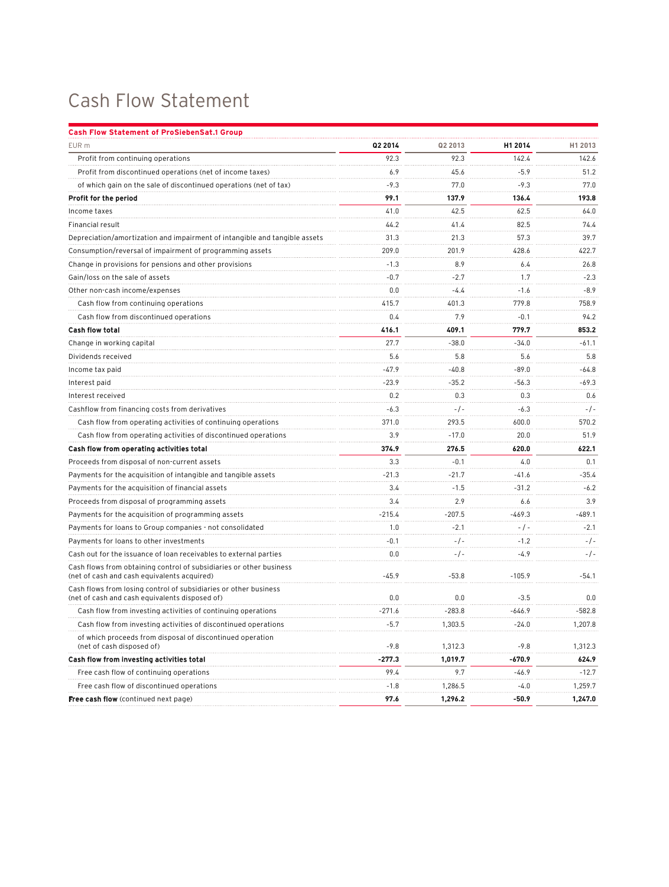# Cash Flow Statement

| Cash Flow Statement of ProSiebenSat.1 Group | | | | |
|---|---|---|---|---|
| EUR m | **Q2 2014** | Q2 2013 | **H1 2014** | H1 2013 |
| Profit from continuing operations | 92.3 | 92.3 | 142.4 | 142.6 |
| Profit from discontinued operations (net of income taxes) | 6.9 | 45.6 | -5.9 | 51.2 |
| of which gain on the sale of discontinued operations (net of tax) | -9.3 | 77.0 | -9.3 | 77.0 |
| **Profit for the period** | **99.1** | **137.9** | **136.4** | **193.8** |
| Income taxes | 41.0 | 42.5 | 62.5 | 64.0 |
| Financial result | 44.2 | 41.4 | 82.5 | 74.4 |
| Depreciation/amortization and impairment of intangible and tangible assets | 31.3 | 21.3 | 57.3 | 39.7 |
| Consumption/reversal of impairment of programming assets | 209.0 | 201.9 | 428.6 | 422.7 |
| Change in provisions for pensions and other provisions | -1.3 | 8.9 | 6.4 | 26.8 |
| Gain/loss on the sale of assets | -0.7 | -2.7 | 1.7 | -2.3 |
| Other non-cash income/expenses | 0.0 | -4.4 | -1.6 | -8.9 |
| Cash flow from continuing operations | 415.7 | 401.3 | 779.8 | 758.9 |
| Cash flow from discontinued operations | 0.4 | 7.9 | -0.1 | 94.2 |
| **Cash flow total** | **416.1** | **409.1** | **779.7** | **853.2** |
| Change in working capital | 27.7 | -38.0 | -34.0 | -61.1 |
| Dividends received | 5.6 | 5.8 | 5.6 | 5.8 |
| Income tax paid | -47.9 | -40.8 | -89.0 | -64.8 |
| Interest paid | -23.9 | -35.2 | -56.3 | -69.3 |
| Interest received | 0.2 | 0.3 | 0.3 | 0.6 |
| Cashflow from financing costs from derivatives | -6.3 | -/- | -6.3 | -/- |
| Cash flow from operating activities of continuing operations | 371.0 | 293.5 | 600.0 | 570.2 |
| Cash flow from operating activities of discontinued operations | 3.9 | -17.0 | 20.0 | 51.9 |
| **Cash flow from operating activities total** | **374.9** | **276.5** | **620.0** | **622.1** |
| Proceeds from disposal of non-current assets | 3.3 | -0.1 | 4.0 | 0.1 |
| Payments for the acquisition of intangible and tangible assets | -21.3 | -21.7 | -41.6 | -35.4 |
| Payments for the acquisition of financial assets | 3.4 | -1.5 | -31.2 | -6.2 |
| Proceeds from disposal of programming assets | 3.4 | 2.9 | 6.6 | 3.9 |
| Payments for the acquisition of programming assets | -215.4 | -207.5 | -469.3 | -489.1 |
| Payments for loans to Group companies - not consolidated | 1.0 | -2.1 | -/- | -2.1 |
| Payments for loans to other investments | -0.1 | -/- | -1.2 | -/- |
| Cash out for the issuance of loan receivables to external parties | 0.0 | -/- | -4.9 | -/- |
| Cash flows from obtaining control of subsidiaries or other business (net of cash and cash equivalents acquired) | -45.9 | -53.8 | -105.9 | -54.1 |
| Cash flows from losing control of subsidiaries or other business (net of cash and cash equivalents disposed of) | 0.0 | 0.0 | -3.5 | 0.0 |
| Cash flow from investing activities of continuing operations | -271.6 | -283.8 | -646.9 | -582.8 |
| Cash flow from investing activities of discontinued operations | -5.7 | 1,303.5 | -24.0 | 1,207.8 |
| of which proceeds from disposal of discontinued operation (net of cash disposed of) | -9.8 | 1,312.3 | -9.8 | 1,312.3 |
| **Cash flow from investing activities total** | **-277.3** | **1,019.7** | **-670.9** | **624.9** |
| Free cash flow of continuing operations | 99.4 | 9.7 | -46.9 | -12.7 |
| Free cash flow of discontinued operations | -1.8 | 1,286.5 | -4.0 | 1,259.7 |
| **Free cash flow** (continued next page) | **97.6** | **1,296.2** | **-50.9** | **1,247.0** |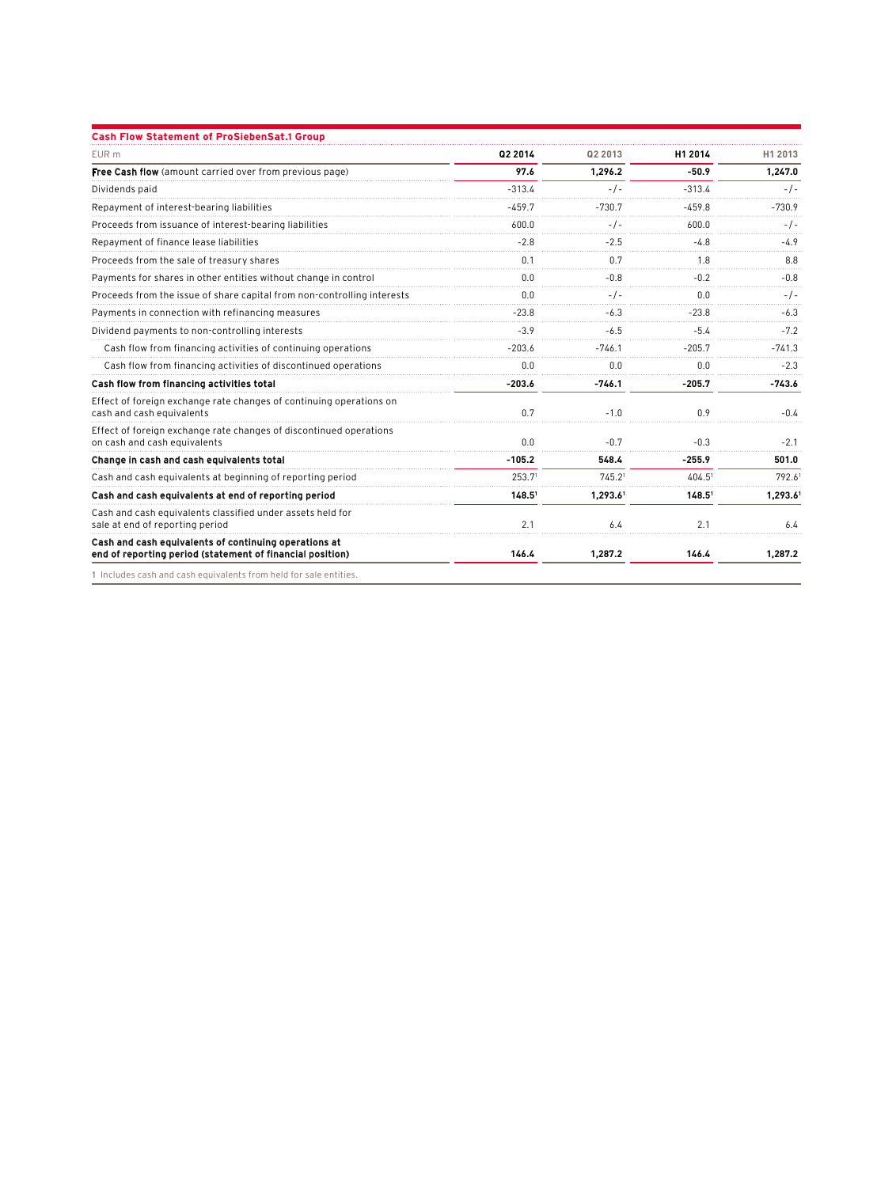**Cash Flow Statement of ProSiebenSat.1 Group**

| EUR m | Q2 2014 | Q2 2013 | H1 2014 | H1 2013 |
|---|---|---|---|---|
| **Free Cash flow** (amount carried over from previous page) | **97.6** | **1,296.2** | **-50.9** | **1,247.0** |
| Dividends paid | -313.4 | -/- | -313.4 | -/- |
| Repayment of interest-bearing liabilities | -459.7 | -730.7 | -459.8 | -730.9 |
| Proceeds from issuance of interest-bearing liabilities | 600.0 | -/- | 600.0 | -/- |
| Repayment of finance lease liabilities | -2.8 | -2.5 | -4.8 | -4.9 |
| Proceeds from the sale of treasury shares | 0.1 | 0.7 | 1.8 | 8.8 |
| Payments for shares in other entities without change in control | 0.0 | -0.8 | -0.2 | -0.8 |
| Proceeds from the issue of share capital from non-controlling interests | 0.0 | -/- | 0.0 | -/- |
| Payments in connection with refinancing measures | -23.8 | -6.3 | -23.8 | -6.3 |
| Dividend payments to non-controlling interests | -3.9 | -6.5 | -5.4 | -7.2 |
| Cash flow from financing activities of continuing operations | -203.6 | -746.1 | -205.7 | -741.3 |
| Cash flow from financing activities of discontinued operations | 0.0 | 0.0 | 0.0 | -2.3 |
| **Cash flow from financing activities total** | **-203.6** | **-746.1** | **-205.7** | **-743.6** |
| Effect of foreign exchange rate changes of continuing operations on cash and cash equivalents | 0.7 | -1.0 | 0.9 | -0.4 |
| Effect of foreign exchange rate changes of discontinued operations on cash and cash equivalents | 0.0 | -0.7 | -0.3 | -2.1 |
| **Change in cash and cash equivalents total** | **-105.2** | **548.4** | **-255.9** | **501.0** |
| Cash and cash equivalents at beginning of reporting period | 253.7[1] | 745.2[1] | 404.5[1] | 792.6[1] |
| **Cash and cash equivalents at end of reporting period** | **148.5**[1] | **1,293.6**[1] | **148.5**[1] | **1,293.6**[1] |
| Cash and cash equivalents classified under assets held for sale at end of reporting period | 2.1 | 6.4 | 2.1 | 6.4 |
| **Cash and cash equivalents of continuing operations at end of reporting period (statement of financial position)** | **146.4** | **1,287.2** | **146.4** | **1,287.2** |

1 Includes cash and cash equivalents from held for sale entities.